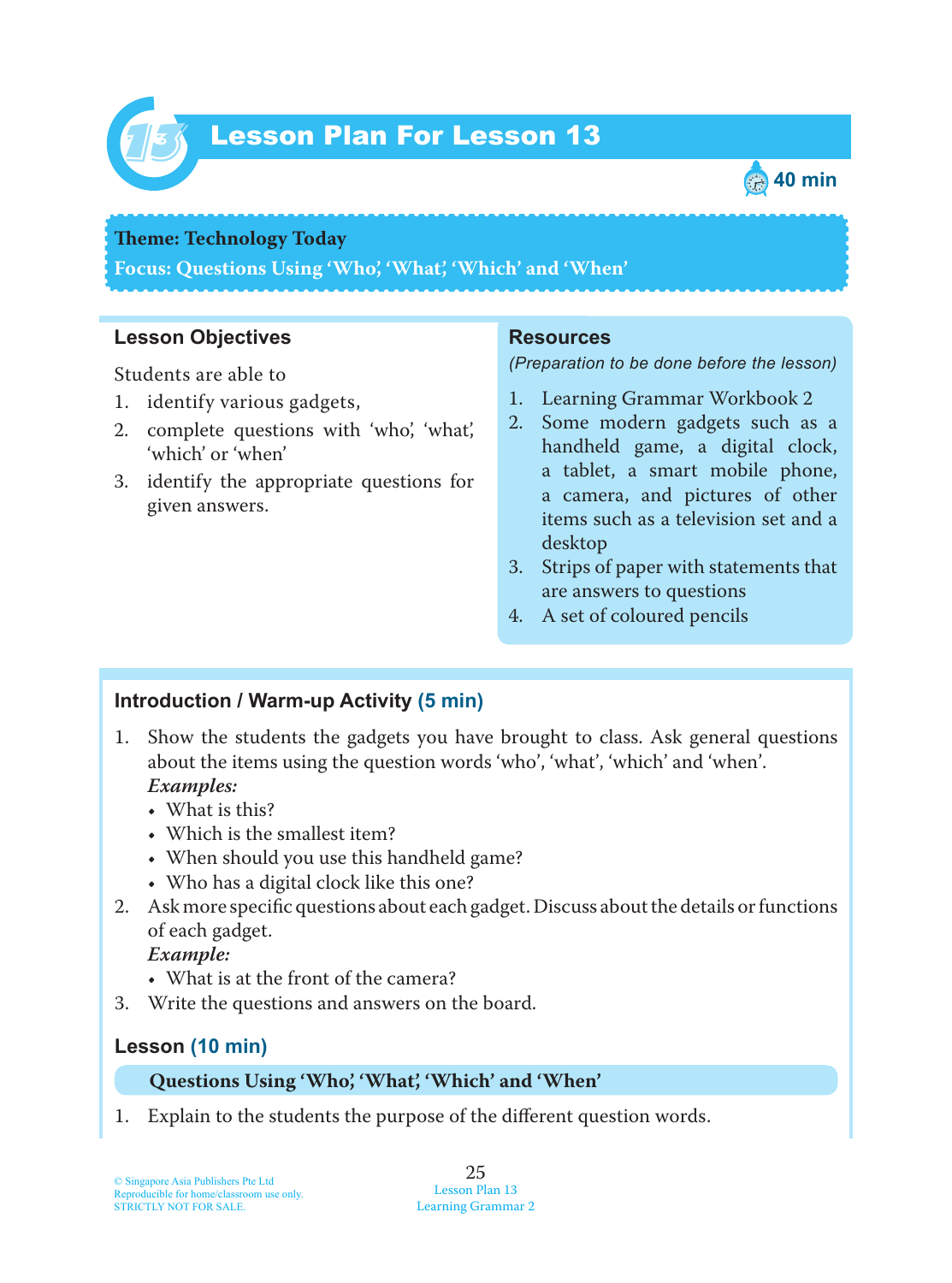# Lesson Plan For Lesson 13

40 min

**Theme: Technology Today**

**Focus: Questions Using 'Who', 'What', 'Which' and 'When'**

## Lesson Objectives

Students are able to

1. identify various gadgets,
2. complete questions with 'who', 'what', 'which' or 'when'
3. identify the appropriate questions for given answers.

## Resources

*(Preparation to be done before the lesson)*

1. Learning Grammar Workbook 2
2. Some modern gadgets such as a handheld game, a digital clock, a tablet, a smart mobile phone, a camera, and pictures of other items such as a television set and a desktop
3. Strips of paper with statements that are answers to questions
4. A set of coloured pencils

## Introduction / Warm-up Activity (5 min)

1. Show the students the gadgets you have brought to class. Ask general questions about the items using the question words 'who', 'what', 'which' and 'when'.
   ***Examples:***
   - What is this?
   - Which is the smallest item?
   - When should you use this handheld game?
   - Who has a digital clock like this one?
2. Ask more specific questions about each gadget. Discuss about the details or functions of each gadget.
   ***Example:***
   - What is at the front of the camera?
3. Write the questions and answers on the board.

## Lesson (10 min)

**Questions Using 'Who', 'What', 'Which' and 'When'**

1. Explain to the students the purpose of the different question words.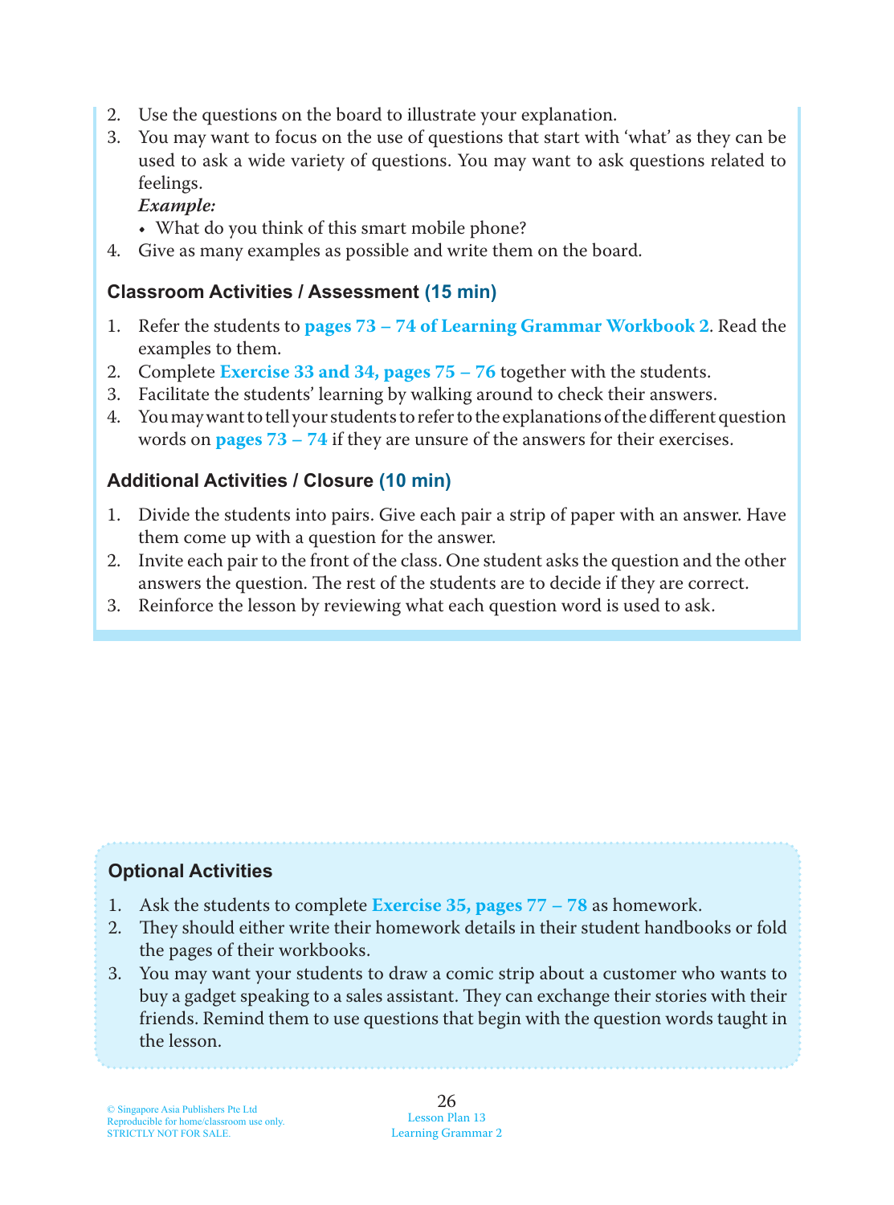2. Use the questions on the board to illustrate your explanation.
3. You may want to focus on the use of questions that start with 'what' as they can be used to ask a wide variety of questions. You may want to ask questions related to feelings.

   ***Example:***
   - What do you think of this smart mobile phone?
4. Give as many examples as possible and write them on the board.

### Classroom Activities / Assessment (15 min)

1. Refer the students to **pages 73 – 74 of Learning Grammar Workbook 2**. Read the examples to them.
2. Complete **Exercise 33 and 34, pages 75 – 76** together with the students.
3. Facilitate the students' learning by walking around to check their answers.
4. You may want to tell your students to refer to the explanations of the different question words on **pages 73 – 74** if they are unsure of the answers for their exercises.

### Additional Activities / Closure (10 min)

1. Divide the students into pairs. Give each pair a strip of paper with an answer. Have them come up with a question for the answer.
2. Invite each pair to the front of the class. One student asks the question and the other answers the question. The rest of the students are to decide if they are correct.
3. Reinforce the lesson by reviewing what each question word is used to ask.

### Optional Activities

1. Ask the students to complete **Exercise 35, pages 77 – 78** as homework.
2. They should either write their homework details in their student handbooks or fold the pages of their workbooks.
3. You may want your students to draw a comic strip about a customer who wants to buy a gadget speaking to a sales assistant. They can exchange their stories with their friends. Remind them to use questions that begin with the question words taught in the lesson.

© Singapore Asia Publishers Pte Ltd
Reproducible for home/classroom use only.
STRICTLY NOT FOR SALE.